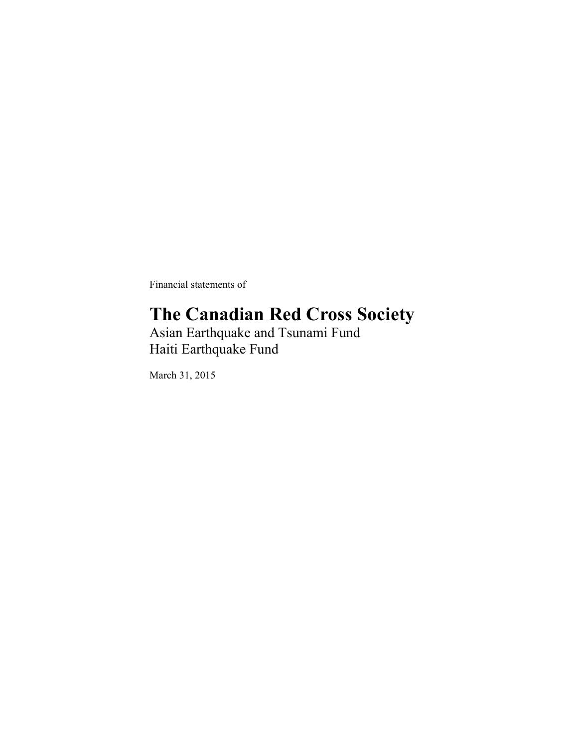Financial statements of

# The Canadian Red Cross Society

Asian Earthquake and Tsunami Fund
Haiti Earthquake Fund

March 31, 2015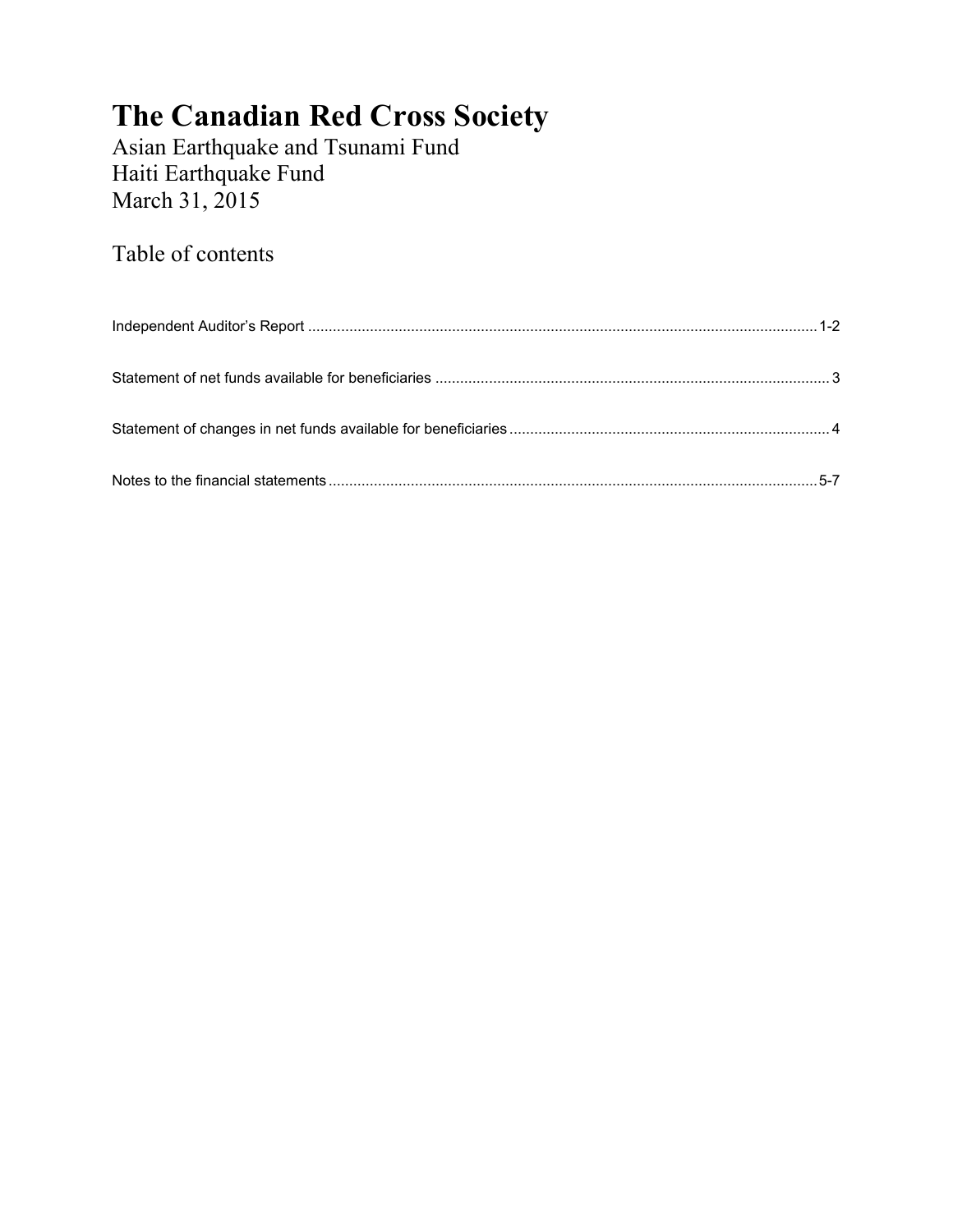# The Canadian Red Cross Society

Asian Earthquake and Tsunami Fund
Haiti Earthquake Fund
March 31, 2015

## Table of contents

| | |
|---|---|
| Independent Auditor's Report | 1-2 |
| Statement of net funds available for beneficiaries | 3 |
| Statement of changes in net funds available for beneficiaries | 4 |
| Notes to the financial statements | 5-7 |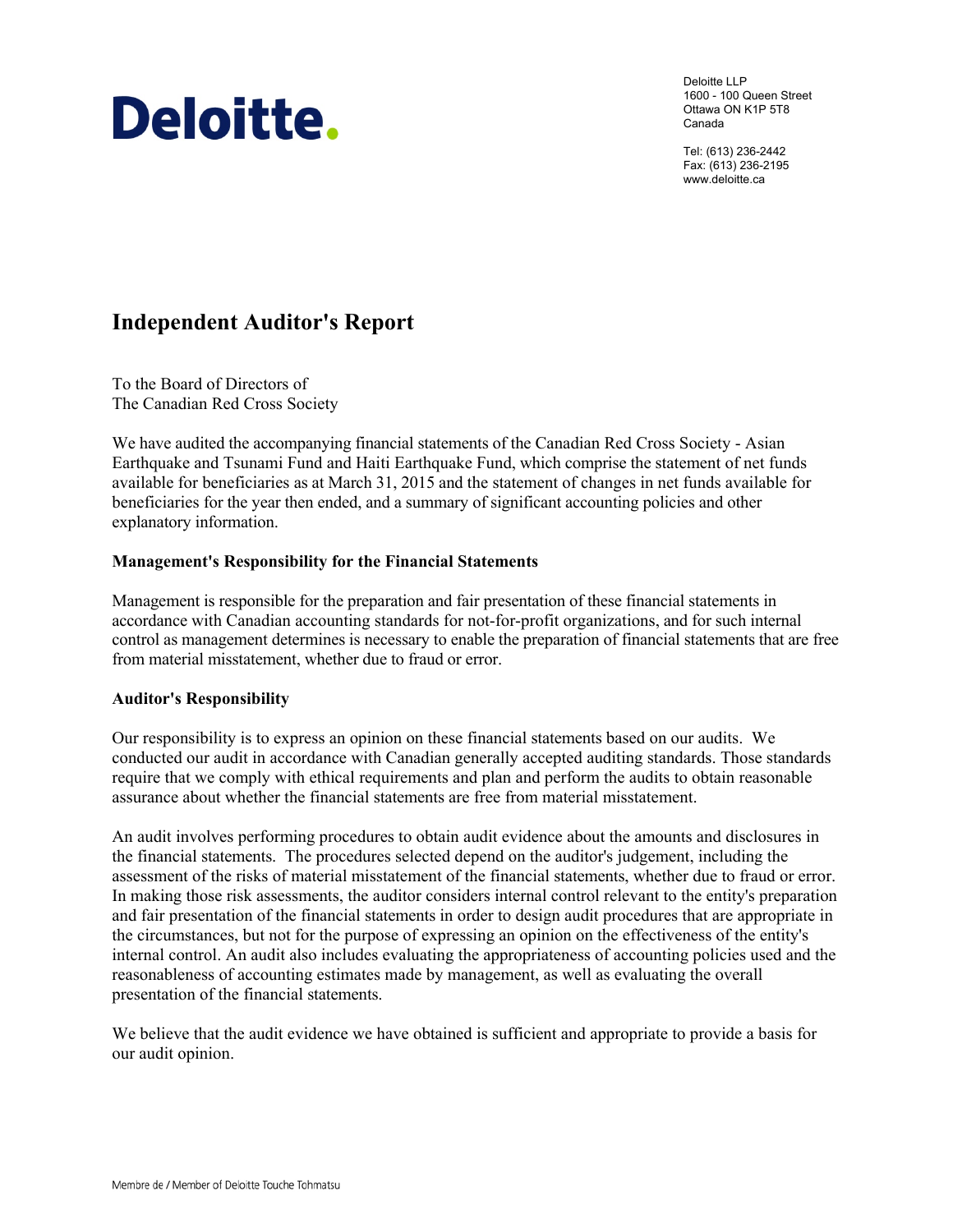Deloitte LLP
1600 - 100 Queen Street
Ottawa ON K1P 5T8
Canada

Tel: (613) 236-2442
Fax: (613) 236-2195
www.deloitte.ca

# Independent Auditor's Report

To the Board of Directors of
The Canadian Red Cross Society

We have audited the accompanying financial statements of the Canadian Red Cross Society - Asian Earthquake and Tsunami Fund and Haiti Earthquake Fund, which comprise the statement of net funds available for beneficiaries as at March 31, 2015 and the statement of changes in net funds available for beneficiaries for the year then ended, and a summary of significant accounting policies and other explanatory information.

## Management's Responsibility for the Financial Statements

Management is responsible for the preparation and fair presentation of these financial statements in accordance with Canadian accounting standards for not-for-profit organizations, and for such internal control as management determines is necessary to enable the preparation of financial statements that are free from material misstatement, whether due to fraud or error.

## Auditor's Responsibility

Our responsibility is to express an opinion on these financial statements based on our audits. We conducted our audit in accordance with Canadian generally accepted auditing standards. Those standards require that we comply with ethical requirements and plan and perform the audits to obtain reasonable assurance about whether the financial statements are free from material misstatement.

An audit involves performing procedures to obtain audit evidence about the amounts and disclosures in the financial statements. The procedures selected depend on the auditor's judgement, including the assessment of the risks of material misstatement of the financial statements, whether due to fraud or error. In making those risk assessments, the auditor considers internal control relevant to the entity's preparation and fair presentation of the financial statements in order to design audit procedures that are appropriate in the circumstances, but not for the purpose of expressing an opinion on the effectiveness of the entity's internal control. An audit also includes evaluating the appropriateness of accounting policies used and the reasonableness of accounting estimates made by management, as well as evaluating the overall presentation of the financial statements.

We believe that the audit evidence we have obtained is sufficient and appropriate to provide a basis for our audit opinion.

Membre de / Member of Deloitte Touche Tohmatsu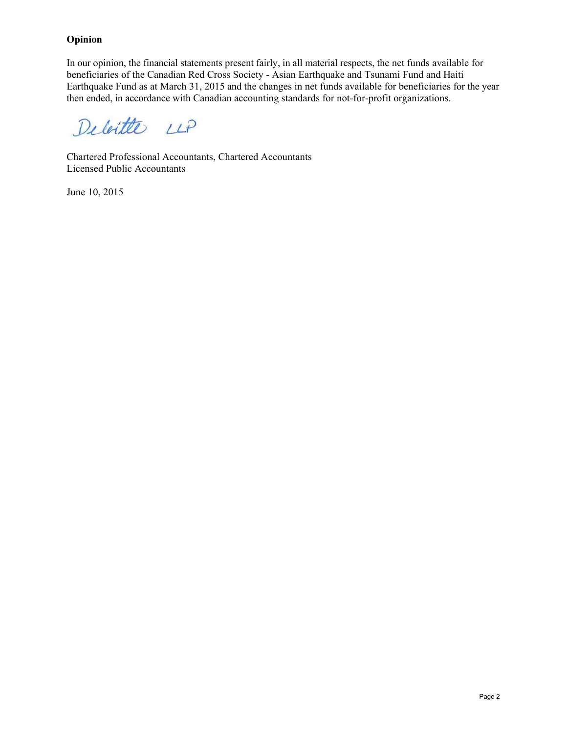**Opinion**

In our opinion, the financial statements present fairly, in all material respects, the net funds available for beneficiaries of the Canadian Red Cross Society - Asian Earthquake and Tsunami Fund and Haiti Earthquake Fund as at March 31, 2015 and the changes in net funds available for beneficiaries for the year then ended, in accordance with Canadian accounting standards for not-for-profit organizations.

Deloitte LLP

Chartered Professional Accountants, Chartered Accountants
Licensed Public Accountants

June 10, 2015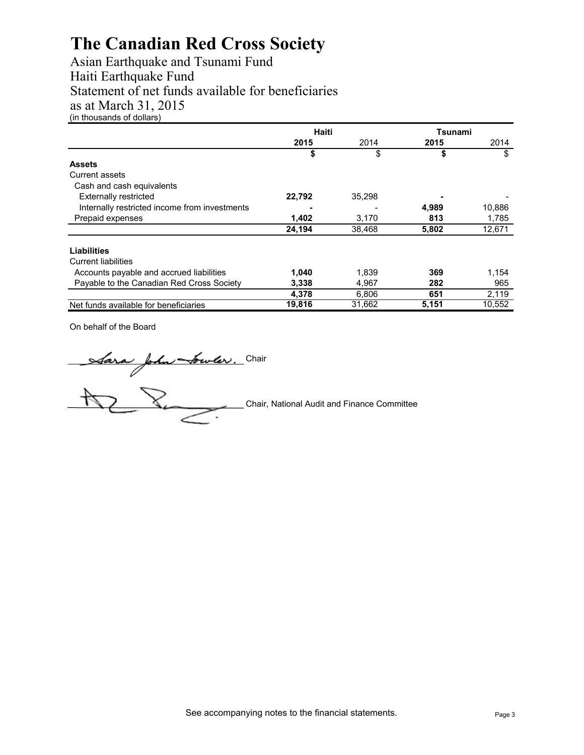# The Canadian Red Cross Society

Asian Earthquake and Tsunami Fund
Haiti Earthquake Fund
Statement of net funds available for beneficiaries
as at March 31, 2015
(in thousands of dollars)

| | Haiti | | Tsunami | |
|---|---|---|---|---|
| | **2015** | 2014 | **2015** | 2014 |
| | **$** | $ | **$** | $ |
| **Assets** | | | | |
| Current assets | | | | |
| Cash and cash equivalents | | | | |
| Externally restricted | **22,792** | 35,298 | **-** | - |
| Internally restricted income from investments | **-** | - | **4,989** | 10,886 |
| Prepaid expenses | **1,402** | 3,170 | **813** | 1,785 |
| | **24,194** | 38,468 | **5,802** | 12,671 |
| **Liabilities** | | | | |
| Current liabilities | | | | |
| Accounts payable and accrued liabilities | **1,040** | 1,839 | **369** | 1,154 |
| Payable to the Canadian Red Cross Society | **3,338** | 4,967 | **282** | 965 |
| | **4,378** | 6,806 | **651** | 2,119 |
| Net funds available for beneficiaries | **19,816** | 31,662 | **5,151** | 10,552 |

On behalf of the Board

Sara John Fowler, Chair

_______________ Chair, National Audit and Finance Committee

See accompanying notes to the financial statements.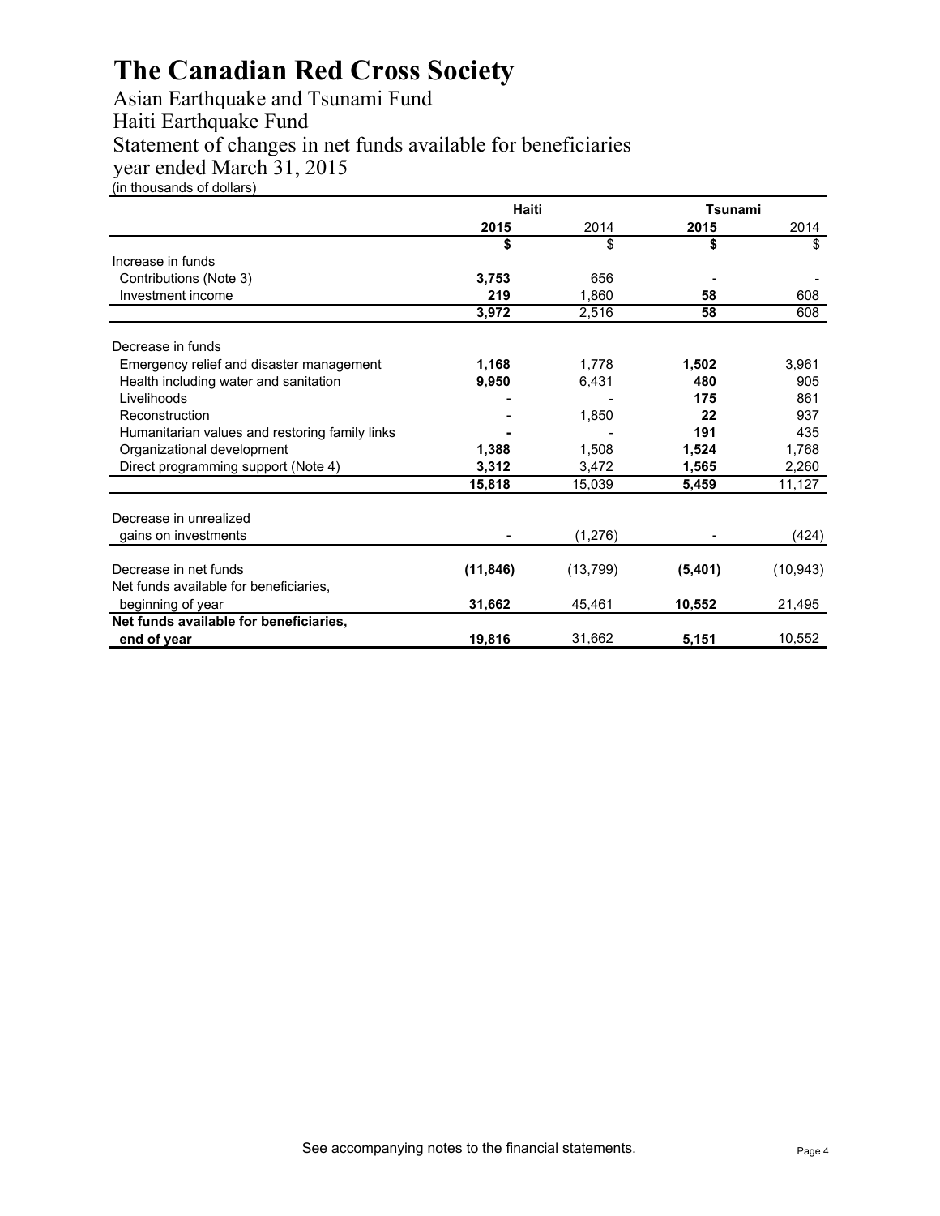# The Canadian Red Cross Society

Asian Earthquake and Tsunami Fund
Haiti Earthquake Fund
Statement of changes in net funds available for beneficiaries
year ended March 31, 2015
(in thousands of dollars)

| | Haiti | | Tsunami | |
|---|---|---|---|---|
| | **2015** | 2014 | **2015** | 2014 |
| | **$** | $ | **$** | $ |
| Increase in funds | | | | |
| Contributions (Note 3) | **3,753** | 656 | **-** | - |
| Investment income | **219** | 1,860 | **58** | 608 |
| | **3,972** | 2,516 | **58** | 608 |
| Decrease in funds | | | | |
| Emergency relief and disaster management | **1,168** | 1,778 | **1,502** | 3,961 |
| Health including water and sanitation | **9,950** | 6,431 | **480** | 905 |
| Livelihoods | **-** | - | **175** | 861 |
| Reconstruction | **-** | 1,850 | **22** | 937 |
| Humanitarian values and restoring family links | **-** | - | **191** | 435 |
| Organizational development | **1,388** | 1,508 | **1,524** | 1,768 |
| Direct programming support (Note 4) | **3,312** | 3,472 | **1,565** | 2,260 |
| | **15,818** | 15,039 | **5,459** | 11,127 |
| Decrease in unrealized gains on investments | **-** | (1,276) | **-** | (424) |
| Decrease in net funds | **(11,846)** | (13,799) | **(5,401)** | (10,943) |
| Net funds available for beneficiaries, beginning of year | **31,662** | 45,461 | **10,552** | 21,495 |
| **Net funds available for beneficiaries, end of year** | **19,816** | 31,662 | **5,151** | 10,552 |

See accompanying notes to the financial statements.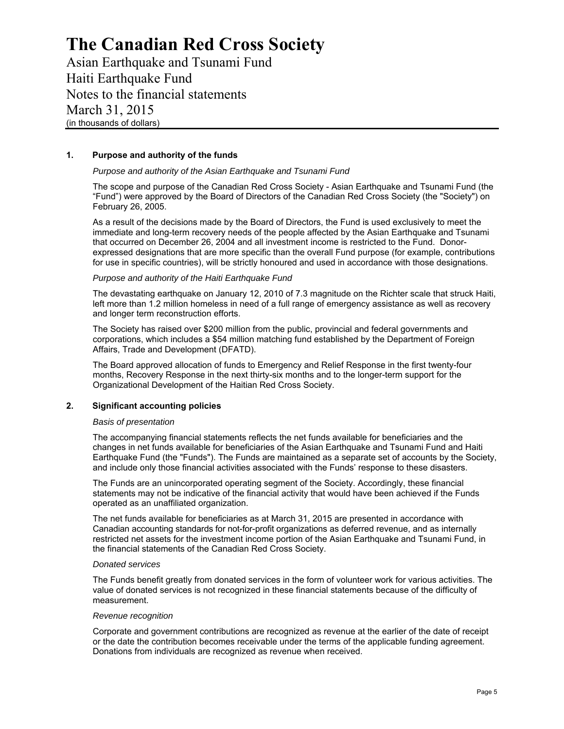# The Canadian Red Cross Society

Asian Earthquake and Tsunami Fund
Haiti Earthquake Fund
Notes to the financial statements
March 31, 2015
(in thousands of dollars)

## 1. Purpose and authority of the funds

*Purpose and authority of the Asian Earthquake and Tsunami Fund*

The scope and purpose of the Canadian Red Cross Society - Asian Earthquake and Tsunami Fund (the "Fund") were approved by the Board of Directors of the Canadian Red Cross Society (the "Society") on February 26, 2005.

As a result of the decisions made by the Board of Directors, the Fund is used exclusively to meet the immediate and long-term recovery needs of the people affected by the Asian Earthquake and Tsunami that occurred on December 26, 2004 and all investment income is restricted to the Fund. Donor-expressed designations that are more specific than the overall Fund purpose (for example, contributions for use in specific countries), will be strictly honoured and used in accordance with those designations.

*Purpose and authority of the Haiti Earthquake Fund*

The devastating earthquake on January 12, 2010 of 7.3 magnitude on the Richter scale that struck Haiti, left more than 1.2 million homeless in need of a full range of emergency assistance as well as recovery and longer term reconstruction efforts.

The Society has raised over $200 million from the public, provincial and federal governments and corporations, which includes a $54 million matching fund established by the Department of Foreign Affairs, Trade and Development (DFATD).

The Board approved allocation of funds to Emergency and Relief Response in the first twenty-four months, Recovery Response in the next thirty-six months and to the longer-term support for the Organizational Development of the Haitian Red Cross Society.

## 2. Significant accounting policies

*Basis of presentation*

The accompanying financial statements reflects the net funds available for beneficiaries and the changes in net funds available for beneficiaries of the Asian Earthquake and Tsunami Fund and Haiti Earthquake Fund (the "Funds"). The Funds are maintained as a separate set of accounts by the Society, and include only those financial activities associated with the Funds' response to these disasters.

The Funds are an unincorporated operating segment of the Society. Accordingly, these financial statements may not be indicative of the financial activity that would have been achieved if the Funds operated as an unaffiliated organization.

The net funds available for beneficiaries as at March 31, 2015 are presented in accordance with Canadian accounting standards for not-for-profit organizations as deferred revenue, and as internally restricted net assets for the investment income portion of the Asian Earthquake and Tsunami Fund, in the financial statements of the Canadian Red Cross Society.

*Donated services*

The Funds benefit greatly from donated services in the form of volunteer work for various activities. The value of donated services is not recognized in these financial statements because of the difficulty of measurement.

*Revenue recognition*

Corporate and government contributions are recognized as revenue at the earlier of the date of receipt or the date the contribution becomes receivable under the terms of the applicable funding agreement. Donations from individuals are recognized as revenue when received.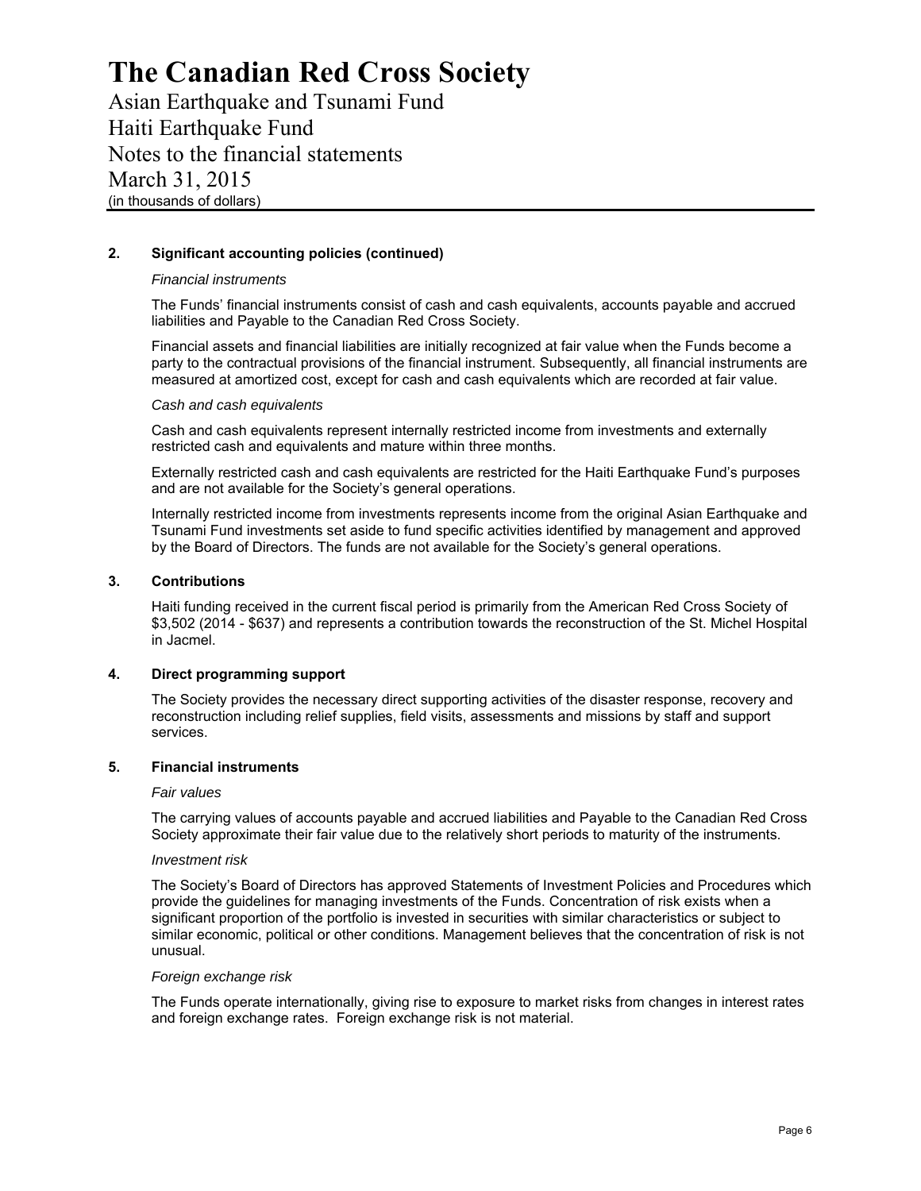# The Canadian Red Cross Society

Asian Earthquake and Tsunami Fund
Haiti Earthquake Fund
Notes to the financial statements
March 31, 2015
(in thousands of dollars)

## 2. Significant accounting policies (continued)

*Financial instruments*

The Funds' financial instruments consist of cash and cash equivalents, accounts payable and accrued liabilities and Payable to the Canadian Red Cross Society.

Financial assets and financial liabilities are initially recognized at fair value when the Funds become a party to the contractual provisions of the financial instrument. Subsequently, all financial instruments are measured at amortized cost, except for cash and cash equivalents which are recorded at fair value.

*Cash and cash equivalents*

Cash and cash equivalents represent internally restricted income from investments and externally restricted cash and equivalents and mature within three months.

Externally restricted cash and cash equivalents are restricted for the Haiti Earthquake Fund's purposes and are not available for the Society's general operations.

Internally restricted income from investments represents income from the original Asian Earthquake and Tsunami Fund investments set aside to fund specific activities identified by management and approved by the Board of Directors. The funds are not available for the Society's general operations.

## 3. Contributions

Haiti funding received in the current fiscal period is primarily from the American Red Cross Society of $3,502 (2014 - $637) and represents a contribution towards the reconstruction of the St. Michel Hospital in Jacmel.

## 4. Direct programming support

The Society provides the necessary direct supporting activities of the disaster response, recovery and reconstruction including relief supplies, field visits, assessments and missions by staff and support services.

## 5. Financial instruments

*Fair values*

The carrying values of accounts payable and accrued liabilities and Payable to the Canadian Red Cross Society approximate their fair value due to the relatively short periods to maturity of the instruments.

*Investment risk*

The Society's Board of Directors has approved Statements of Investment Policies and Procedures which provide the guidelines for managing investments of the Funds. Concentration of risk exists when a significant proportion of the portfolio is invested in securities with similar characteristics or subject to similar economic, political or other conditions. Management believes that the concentration of risk is not unusual.

*Foreign exchange risk*

The Funds operate internationally, giving rise to exposure to market risks from changes in interest rates and foreign exchange rates. Foreign exchange risk is not material.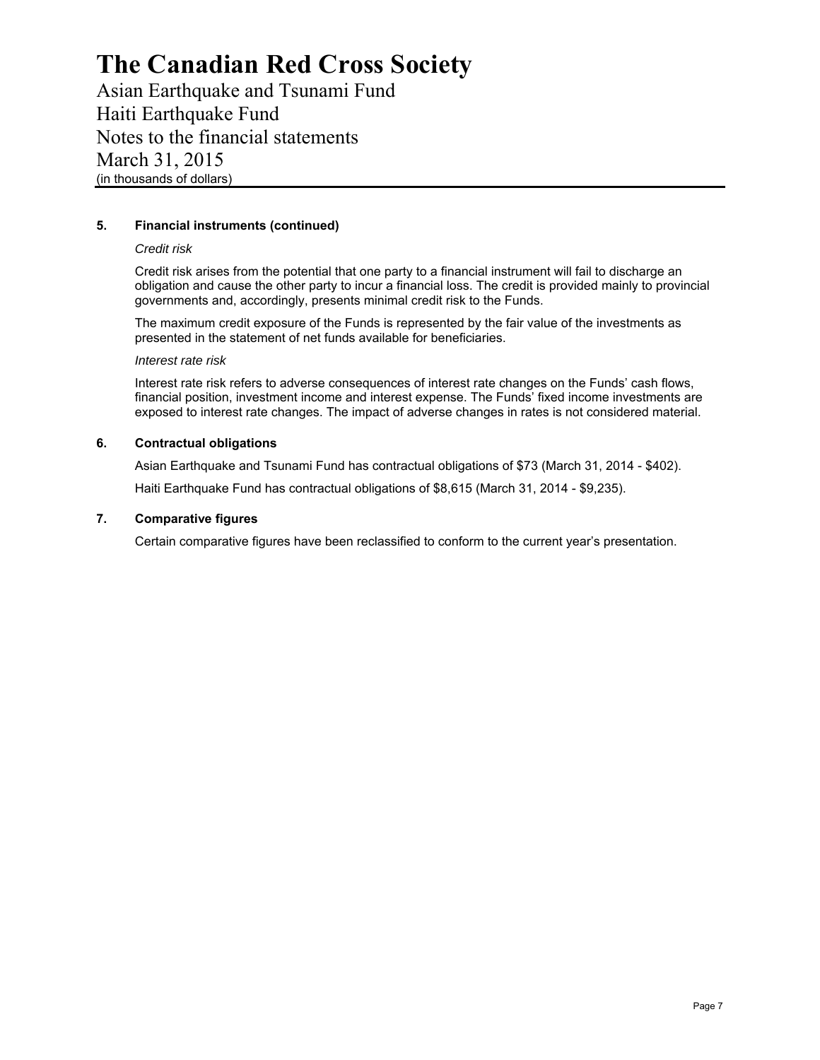# The Canadian Red Cross Society

Asian Earthquake and Tsunami Fund
Haiti Earthquake Fund
Notes to the financial statements
March 31, 2015
(in thousands of dollars)

## 5. Financial instruments (continued)

*Credit risk*

Credit risk arises from the potential that one party to a financial instrument will fail to discharge an obligation and cause the other party to incur a financial loss. The credit is provided mainly to provincial governments and, accordingly, presents minimal credit risk to the Funds.

The maximum credit exposure of the Funds is represented by the fair value of the investments as presented in the statement of net funds available for beneficiaries.

*Interest rate risk*

Interest rate risk refers to adverse consequences of interest rate changes on the Funds' cash flows, financial position, investment income and interest expense. The Funds' fixed income investments are exposed to interest rate changes. The impact of adverse changes in rates is not considered material.

## 6. Contractual obligations

Asian Earthquake and Tsunami Fund has contractual obligations of $73 (March 31, 2014 - $402).

Haiti Earthquake Fund has contractual obligations of $8,615 (March 31, 2014 - $9,235).

## 7. Comparative figures

Certain comparative figures have been reclassified to conform to the current year's presentation.